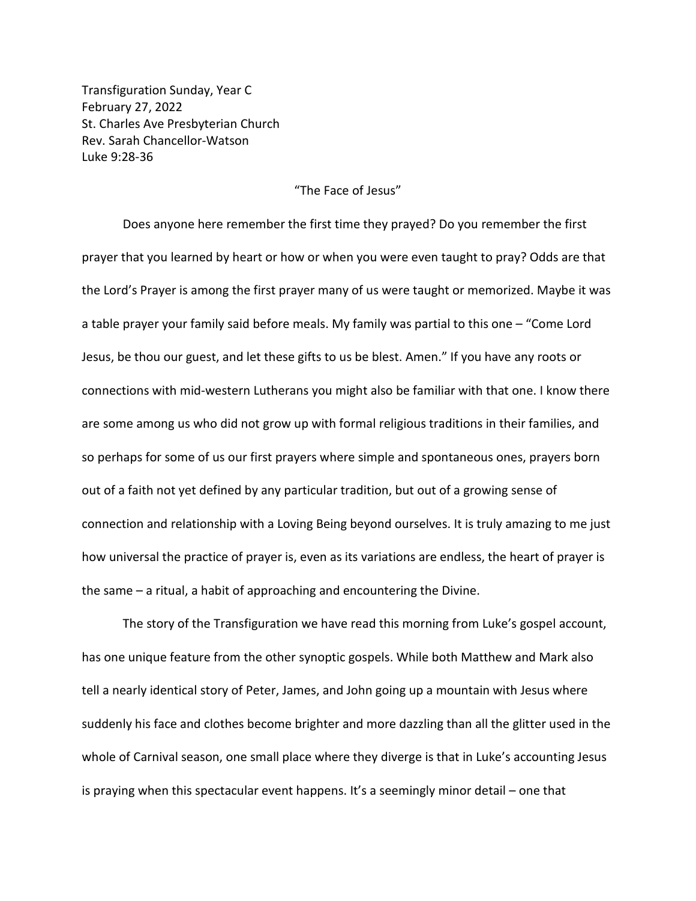Transfiguration Sunday, Year C
February 27, 2022
St. Charles Ave Presbyterian Church
Rev. Sarah Chancellor-Watson
Luke 9:28-36

"The Face of Jesus"

Does anyone here remember the first time they prayed? Do you remember the first prayer that you learned by heart or how or when you were even taught to pray? Odds are that the Lord's Prayer is among the first prayer many of us were taught or memorized. Maybe it was a table prayer your family said before meals. My family was partial to this one – "Come Lord Jesus, be thou our guest, and let these gifts to us be blest. Amen." If you have any roots or connections with mid-western Lutherans you might also be familiar with that one. I know there are some among us who did not grow up with formal religious traditions in their families, and so perhaps for some of us our first prayers where simple and spontaneous ones, prayers born out of a faith not yet defined by any particular tradition, but out of a growing sense of connection and relationship with a Loving Being beyond ourselves. It is truly amazing to me just how universal the practice of prayer is, even as its variations are endless, the heart of prayer is the same – a ritual, a habit of approaching and encountering the Divine.

The story of the Transfiguration we have read this morning from Luke's gospel account, has one unique feature from the other synoptic gospels. While both Matthew and Mark also tell a nearly identical story of Peter, James, and John going up a mountain with Jesus where suddenly his face and clothes become brighter and more dazzling than all the glitter used in the whole of Carnival season, one small place where they diverge is that in Luke's accounting Jesus is praying when this spectacular event happens. It's a seemingly minor detail – one that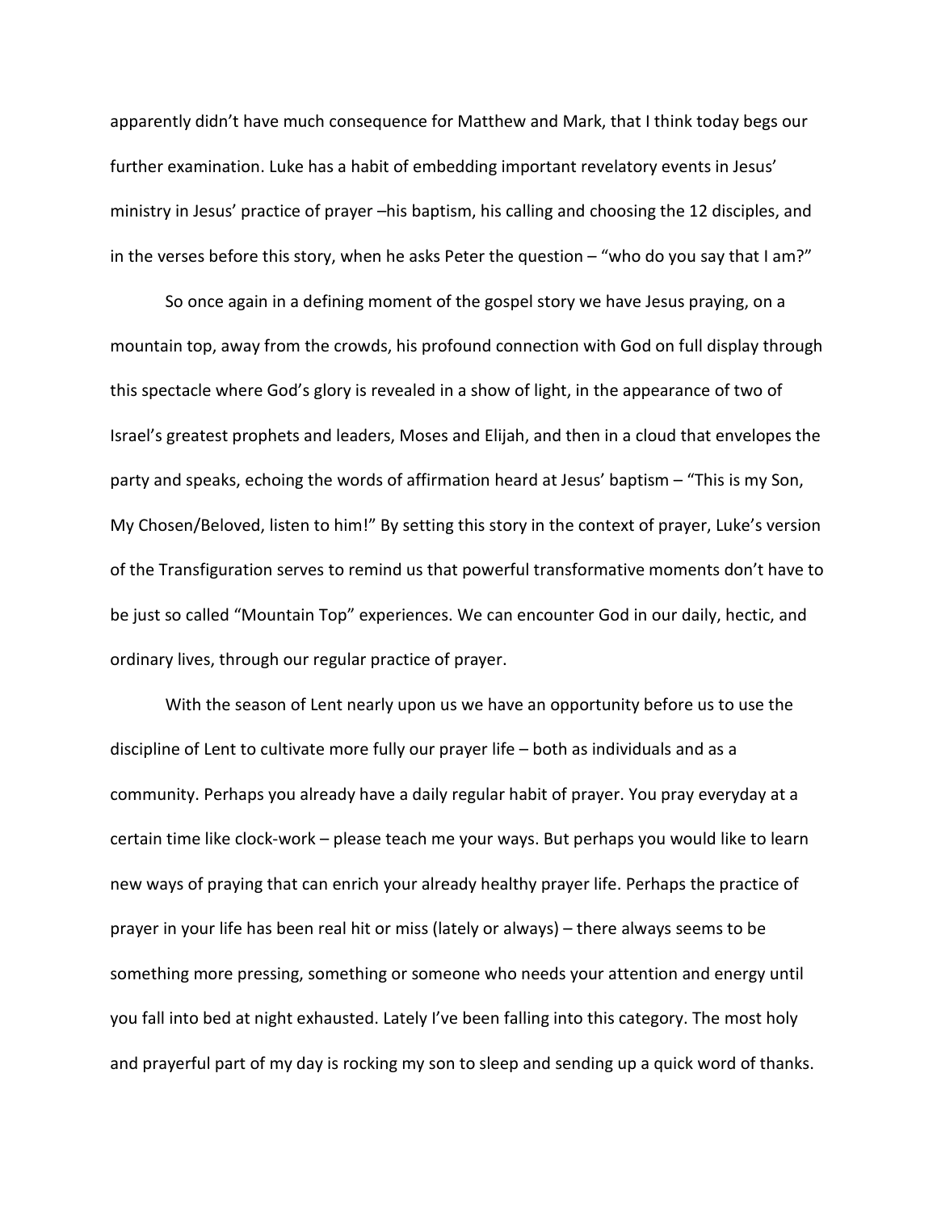apparently didn't have much consequence for Matthew and Mark, that I think today begs our further examination. Luke has a habit of embedding important revelatory events in Jesus' ministry in Jesus' practice of prayer –his baptism, his calling and choosing the 12 disciples, and in the verses before this story, when he asks Peter the question – "who do you say that I am?"

So once again in a defining moment of the gospel story we have Jesus praying, on a mountain top, away from the crowds, his profound connection with God on full display through this spectacle where God's glory is revealed in a show of light, in the appearance of two of Israel's greatest prophets and leaders, Moses and Elijah, and then in a cloud that envelopes the party and speaks, echoing the words of affirmation heard at Jesus' baptism – "This is my Son, My Chosen/Beloved, listen to him!" By setting this story in the context of prayer, Luke's version of the Transfiguration serves to remind us that powerful transformative moments don't have to be just so called "Mountain Top" experiences. We can encounter God in our daily, hectic, and ordinary lives, through our regular practice of prayer.

With the season of Lent nearly upon us we have an opportunity before us to use the discipline of Lent to cultivate more fully our prayer life – both as individuals and as a community. Perhaps you already have a daily regular habit of prayer. You pray everyday at a certain time like clock-work – please teach me your ways. But perhaps you would like to learn new ways of praying that can enrich your already healthy prayer life. Perhaps the practice of prayer in your life has been real hit or miss (lately or always) – there always seems to be something more pressing, something or someone who needs your attention and energy until you fall into bed at night exhausted. Lately I've been falling into this category. The most holy and prayerful part of my day is rocking my son to sleep and sending up a quick word of thanks.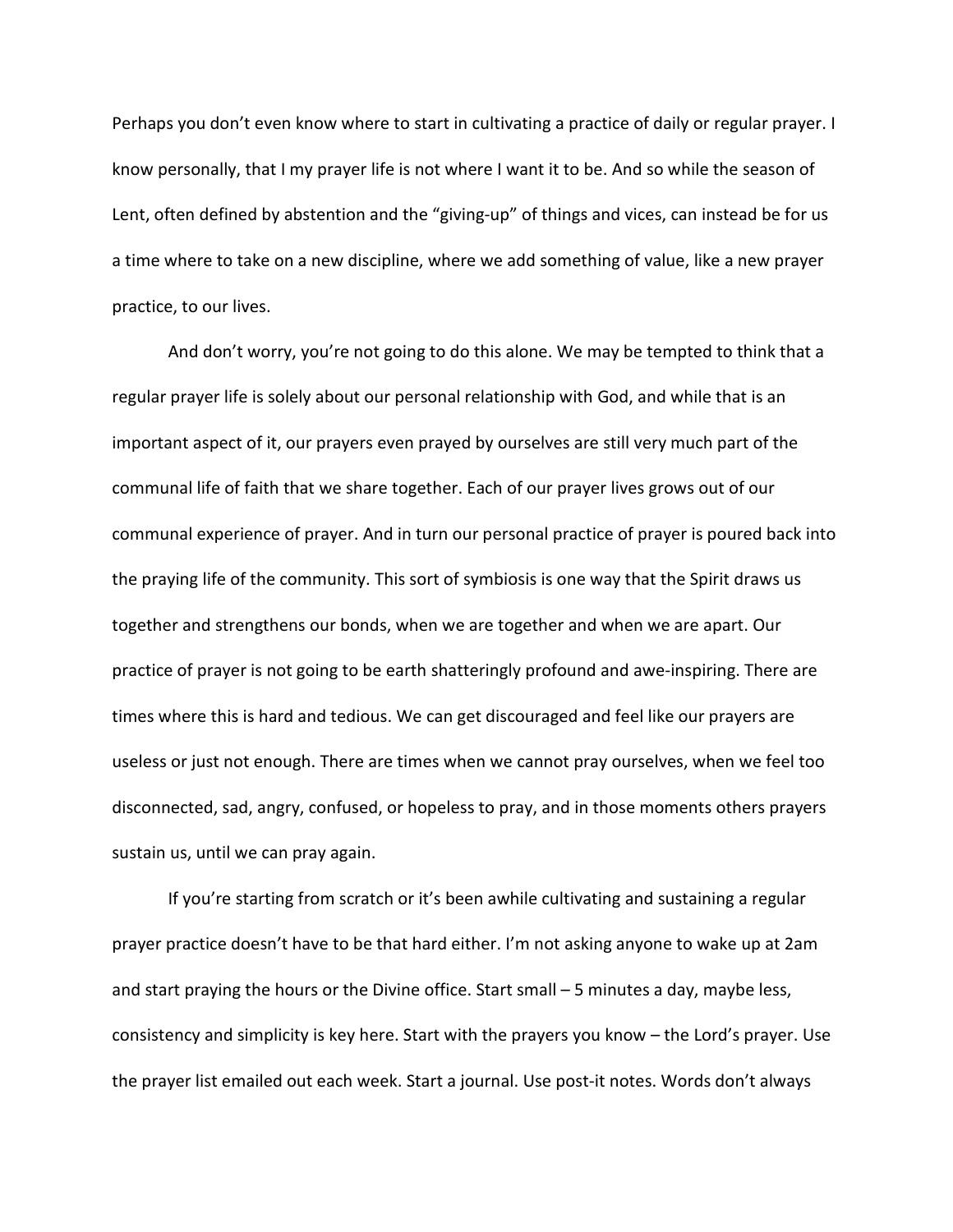Perhaps you don't even know where to start in cultivating a practice of daily or regular prayer. I know personally, that I my prayer life is not where I want it to be. And so while the season of Lent, often defined by abstention and the "giving-up" of things and vices, can instead be for us a time where to take on a new discipline, where we add something of value, like a new prayer practice, to our lives.

And don't worry, you're not going to do this alone. We may be tempted to think that a regular prayer life is solely about our personal relationship with God, and while that is an important aspect of it, our prayers even prayed by ourselves are still very much part of the communal life of faith that we share together. Each of our prayer lives grows out of our communal experience of prayer. And in turn our personal practice of prayer is poured back into the praying life of the community. This sort of symbiosis is one way that the Spirit draws us together and strengthens our bonds, when we are together and when we are apart. Our practice of prayer is not going to be earth shatteringly profound and awe-inspiring. There are times where this is hard and tedious. We can get discouraged and feel like our prayers are useless or just not enough. There are times when we cannot pray ourselves, when we feel too disconnected, sad, angry, confused, or hopeless to pray, and in those moments others prayers sustain us, until we can pray again.

If you're starting from scratch or it's been awhile cultivating and sustaining a regular prayer practice doesn't have to be that hard either. I'm not asking anyone to wake up at 2am and start praying the hours or the Divine office. Start small – 5 minutes a day, maybe less, consistency and simplicity is key here. Start with the prayers you know – the Lord's prayer. Use the prayer list emailed out each week. Start a journal. Use post-it notes. Words don't always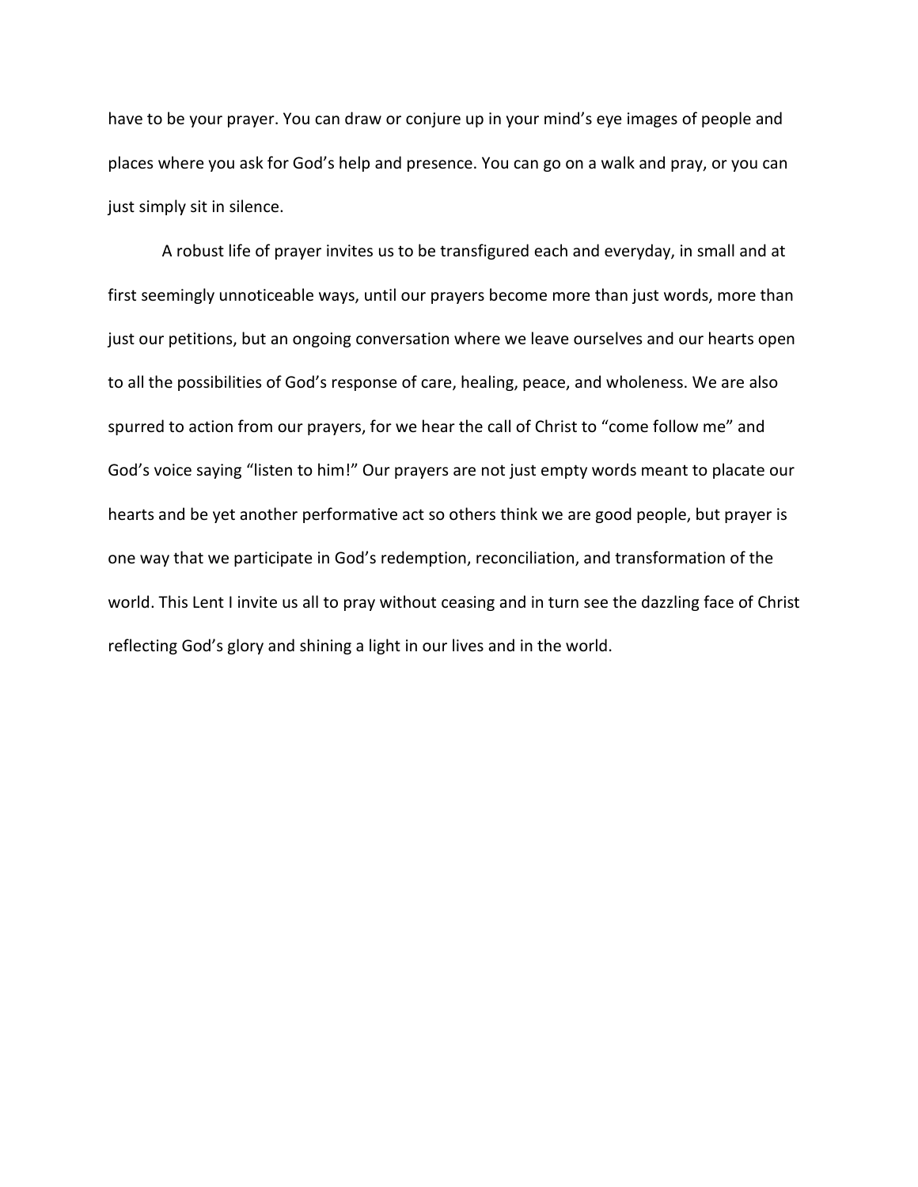have to be your prayer. You can draw or conjure up in your mind's eye images of people and places where you ask for God's help and presence. You can go on a walk and pray, or you can just simply sit in silence.

A robust life of prayer invites us to be transfigured each and everyday, in small and at first seemingly unnoticeable ways, until our prayers become more than just words, more than just our petitions, but an ongoing conversation where we leave ourselves and our hearts open to all the possibilities of God's response of care, healing, peace, and wholeness. We are also spurred to action from our prayers, for we hear the call of Christ to "come follow me" and God's voice saying "listen to him!" Our prayers are not just empty words meant to placate our hearts and be yet another performative act so others think we are good people, but prayer is one way that we participate in God's redemption, reconciliation, and transformation of the world. This Lent I invite us all to pray without ceasing and in turn see the dazzling face of Christ reflecting God's glory and shining a light in our lives and in the world.